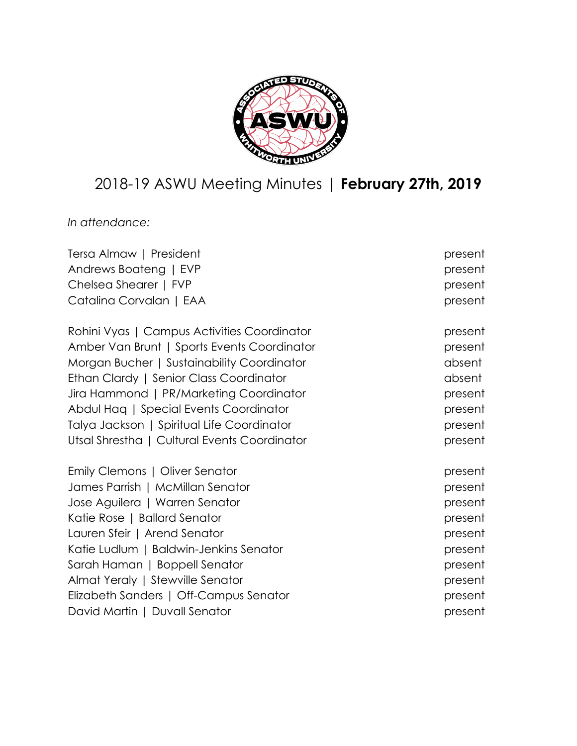# 2018-19 ASWU Meeting Minutes | **February 27th, 2019**

*In attendance:*

Tersa Almaw | President — present
Andrews Boateng | EVP — present
Chelsea Shearer | FVP — present
Catalina Corvalan | EAA — present

Rohini Vyas | Campus Activities Coordinator — present
Amber Van Brunt | Sports Events Coordinator — present
Morgan Bucher | Sustainability Coordinator — absent
Ethan Clardy | Senior Class Coordinator — absent
Jira Hammond | PR/Marketing Coordinator — present
Abdul Haq | Special Events Coordinator — present
Talya Jackson | Spiritual Life Coordinator — present
Utsal Shrestha | Cultural Events Coordinator — present

Emily Clemons | Oliver Senator — present
James Parrish | McMillan Senator — present
Jose Aguilera | Warren Senator — present
Katie Rose | Ballard Senator — present
Lauren Sfeir | Arend Senator — present
Katie Ludlum | Baldwin-Jenkins Senator — present
Sarah Haman | Boppell Senator — present
Almat Yeraly | Stewville Senator — present
Elizabeth Sanders | Off-Campus Senator — present
David Martin | Duvall Senator — present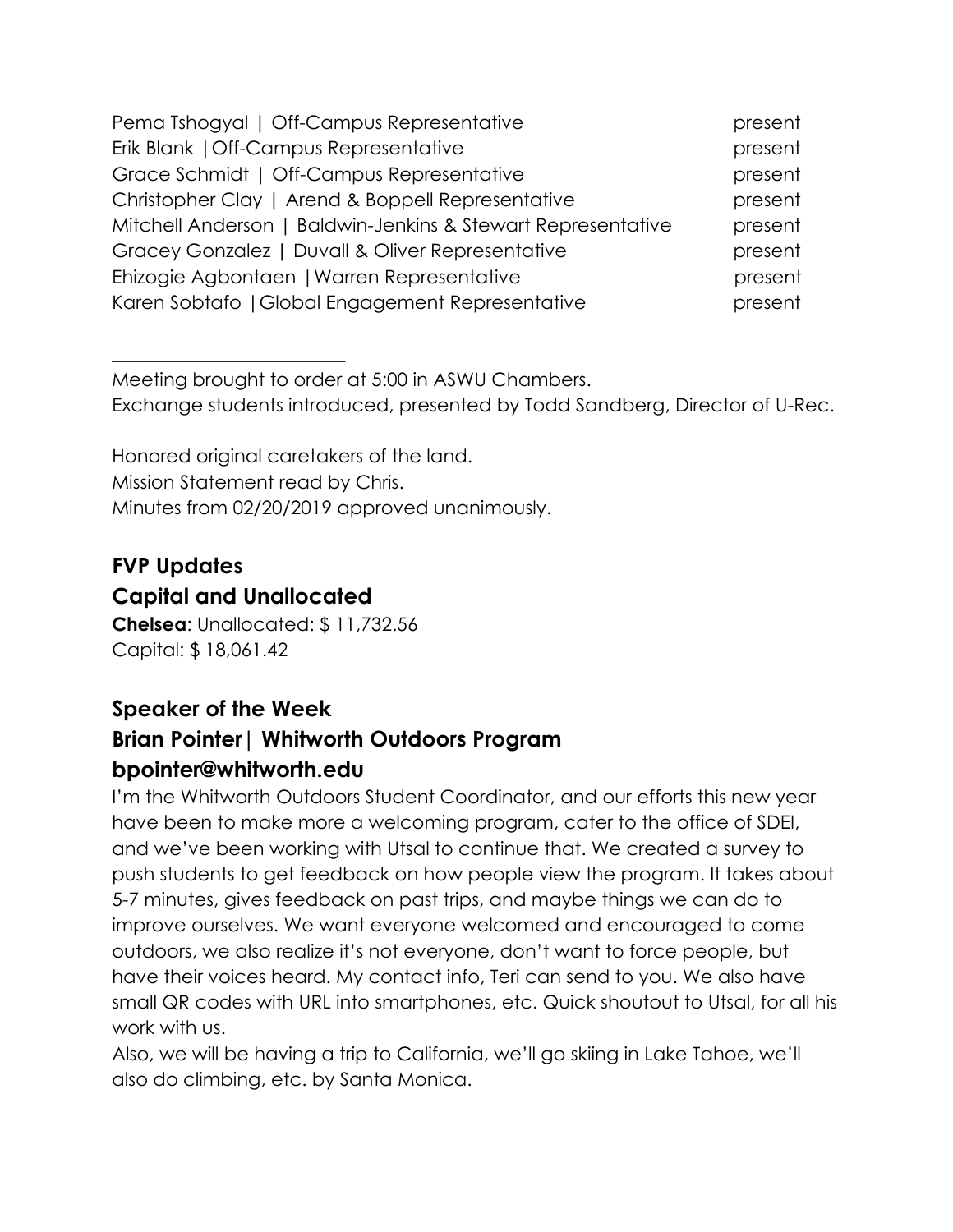| | |
|---|---|
| Pema Tshogyal \| Off-Campus Representative | present |
| Erik Blank \|Off-Campus Representative | present |
| Grace Schmidt \| Off-Campus Representative | present |
| Christopher Clay \| Arend & Boppell Representative | present |
| Mitchell Anderson \| Baldwin-Jenkins & Stewart Representative | present |
| Gracey Gonzalez \| Duvall & Oliver Representative | present |
| Ehizogie Agbontaen \|Warren Representative | present |
| Karen Sobtafo \|Global Engagement Representative | present |

---

Meeting brought to order at 5:00 in ASWU Chambers.
Exchange students introduced, presented by Todd Sandberg, Director of U-Rec.

Honored original caretakers of the land.
Mission Statement read by Chris.
Minutes from 02/20/2019 approved unanimously.

## FVP Updates

## Capital and Unallocated

**Chelsea**: Unallocated: $ 11,732.56
Capital: $ 18,061.42

## Speaker of the Week

## Brian Pointer| Whitworth Outdoors Program

## bpointer@whitworth.edu

I'm the Whitworth Outdoors Student Coordinator, and our efforts this new year have been to make more a welcoming program, cater to the office of SDEI, and we've been working with Utsal to continue that. We created a survey to push students to get feedback on how people view the program. It takes about 5-7 minutes, gives feedback on past trips, and maybe things we can do to improve ourselves. We want everyone welcomed and encouraged to come outdoors, we also realize it's not everyone, don't want to force people, but have their voices heard. My contact info, Teri can send to you. We also have small QR codes with URL into smartphones, etc. Quick shoutout to Utsal, for all his work with us.

Also, we will be having a trip to California, we'll go skiing in Lake Tahoe, we'll also do climbing, etc. by Santa Monica.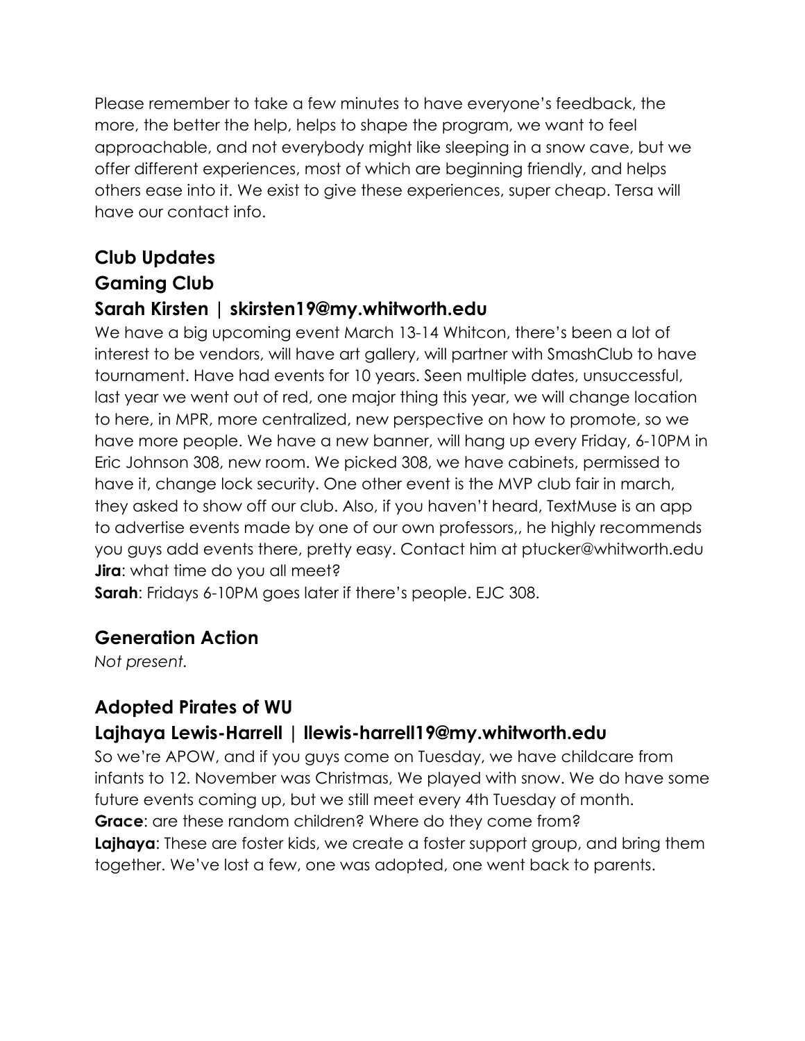Please remember to take a few minutes to have everyone's feedback, the more, the better the help, helps to shape the program, we want to feel approachable, and not everybody might like sleeping in a snow cave, but we offer different experiences, most of which are beginning friendly, and helps others ease into it. We exist to give these experiences, super cheap. Tersa will have our contact info.

## Club Updates

## Gaming Club

### Sarah Kirsten | skirsten19@my.whitworth.edu

We have a big upcoming event March 13-14 Whitcon, there's been a lot of interest to be vendors, will have art gallery, will partner with SmashClub to have tournament. Have had events for 10 years. Seen multiple dates, unsuccessful, last year we went out of red, one major thing this year, we will change location to here, in MPR, more centralized, new perspective on how to promote, so we have more people. We have a new banner, will hang up every Friday, 6-10PM in Eric Johnson 308, new room. We picked 308, we have cabinets, permissed to have it, change lock security. One other event is the MVP club fair in march, they asked to show off our club. Also, if you haven't heard, TextMuse is an app to advertise events made by one of our own professors,, he highly recommends you guys add events there, pretty easy. Contact him at ptucker@whitworth.edu

**Jira**: what time do you all meet?

**Sarah**: Fridays 6-10PM goes later if there's people. EJC 308.

## Generation Action

*Not present.*

## Adopted Pirates of WU

### Lajhaya Lewis-Harrell | llewis-harrell19@my.whitworth.edu

So we're APOW, and if you guys come on Tuesday, we have childcare from infants to 12. November was Christmas, We played with snow. We do have some future events coming up, but we still meet every 4th Tuesday of month.

**Grace**: are these random children? Where do they come from?

**Lajhaya**: These are foster kids, we create a foster support group, and bring them together. We've lost a few, one was adopted, one went back to parents.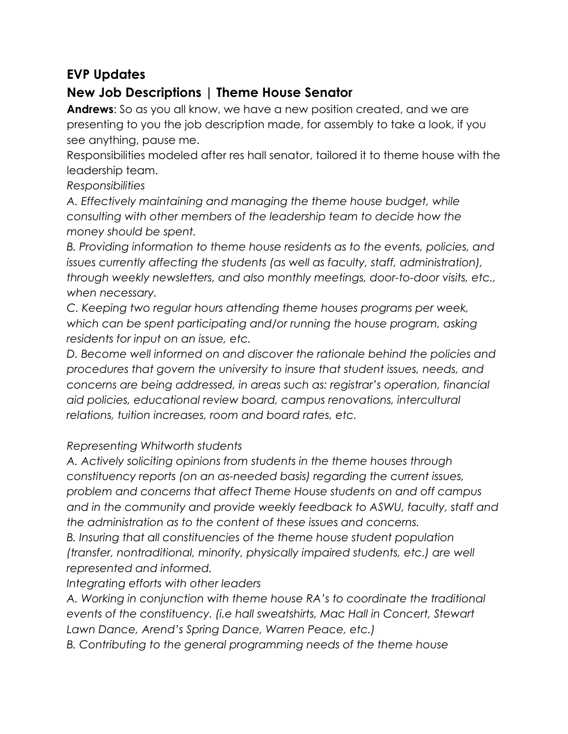## EVP Updates

## New Job Descriptions | Theme House Senator

**Andrews**: So as you all know, we have a new position created, and we are presenting to you the job description made, for assembly to take a look, if you see anything, pause me.

Responsibilities modeled after res hall senator, tailored it to theme house with the leadership team.

*Responsibilities*

*A. Effectively maintaining and managing the theme house budget, while consulting with other members of the leadership team to decide how the money should be spent.*

*B. Providing information to theme house residents as to the events, policies, and issues currently affecting the students (as well as faculty, staff, administration), through weekly newsletters, and also monthly meetings, door-to-door visits, etc., when necessary.*

*C. Keeping two regular hours attending theme houses programs per week, which can be spent participating and/or running the house program, asking residents for input on an issue, etc.*

*D. Become well informed on and discover the rationale behind the policies and procedures that govern the university to insure that student issues, needs, and concerns are being addressed, in areas such as: registrar's operation, financial aid policies, educational review board, campus renovations, intercultural relations, tuition increases, room and board rates, etc.*

*Representing Whitworth students*

*A. Actively soliciting opinions from students in the theme houses through constituency reports (on an as-needed basis) regarding the current issues, problem and concerns that affect Theme House students on and off campus and in the community and provide weekly feedback to ASWU, faculty, staff and the administration as to the content of these issues and concerns.*

*B. Insuring that all constituencies of the theme house student population (transfer, nontraditional, minority, physically impaired students, etc.) are well represented and informed.*

*Integrating efforts with other leaders*

*A. Working in conjunction with theme house RA's to coordinate the traditional events of the constituency. (i.e hall sweatshirts, Mac Hall in Concert, Stewart Lawn Dance, Arend's Spring Dance, Warren Peace, etc.)*

*B. Contributing to the general programming needs of the theme house*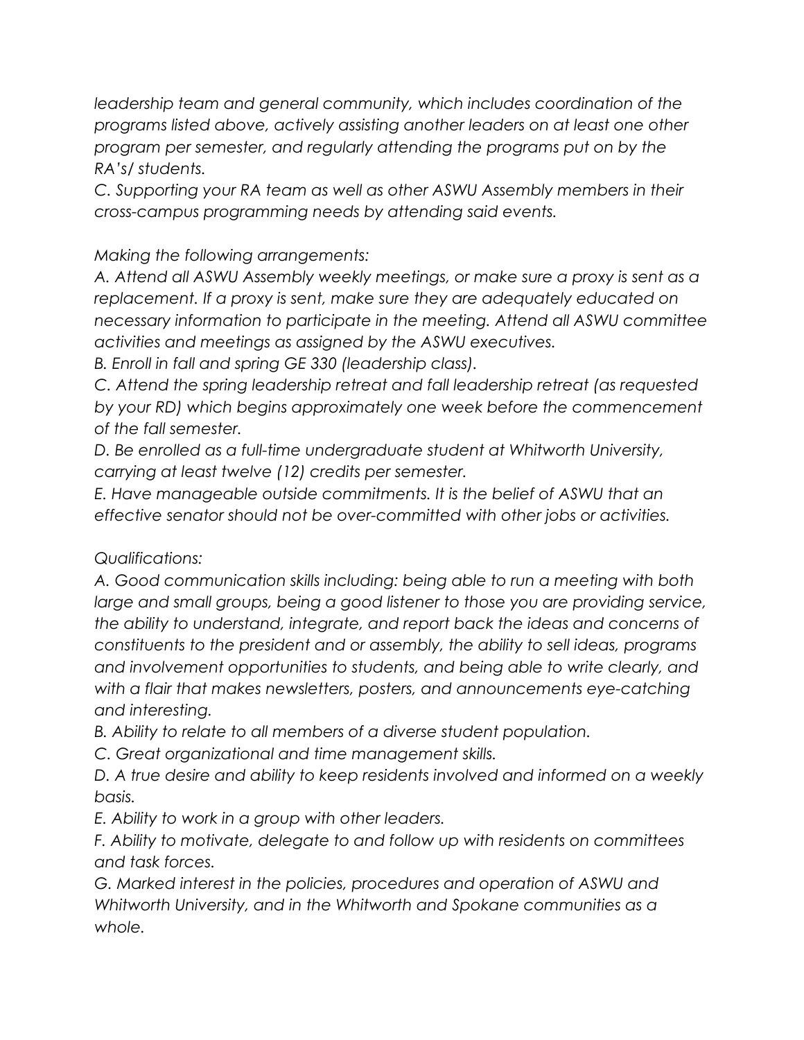*leadership team and general community, which includes coordination of the programs listed above, actively assisting another leaders on at least one other program per semester, and regularly attending the programs put on by the RA's/ students.*

*C. Supporting your RA team as well as other ASWU Assembly members in their cross-campus programming needs by attending said events.*

*Making the following arrangements:*

*A. Attend all ASWU Assembly weekly meetings, or make sure a proxy is sent as a replacement. If a proxy is sent, make sure they are adequately educated on necessary information to participate in the meeting. Attend all ASWU committee activities and meetings as assigned by the ASWU executives.*

*B. Enroll in fall and spring GE 330 (leadership class).*

*C. Attend the spring leadership retreat and fall leadership retreat (as requested by your RD) which begins approximately one week before the commencement of the fall semester.*

*D. Be enrolled as a full-time undergraduate student at Whitworth University, carrying at least twelve (12) credits per semester.*

*E. Have manageable outside commitments. It is the belief of ASWU that an effective senator should not be over-committed with other jobs or activities.*

*Qualifications:*

*A. Good communication skills including: being able to run a meeting with both large and small groups, being a good listener to those you are providing service, the ability to understand, integrate, and report back the ideas and concerns of constituents to the president and or assembly, the ability to sell ideas, programs and involvement opportunities to students, and being able to write clearly, and with a flair that makes newsletters, posters, and announcements eye-catching and interesting.*

*B. Ability to relate to all members of a diverse student population.*

*C. Great organizational and time management skills.*

*D. A true desire and ability to keep residents involved and informed on a weekly basis.*

*E. Ability to work in a group with other leaders.*

*F. Ability to motivate, delegate to and follow up with residents on committees and task forces.*

*G. Marked interest in the policies, procedures and operation of ASWU and Whitworth University, and in the Whitworth and Spokane communities as a whole.*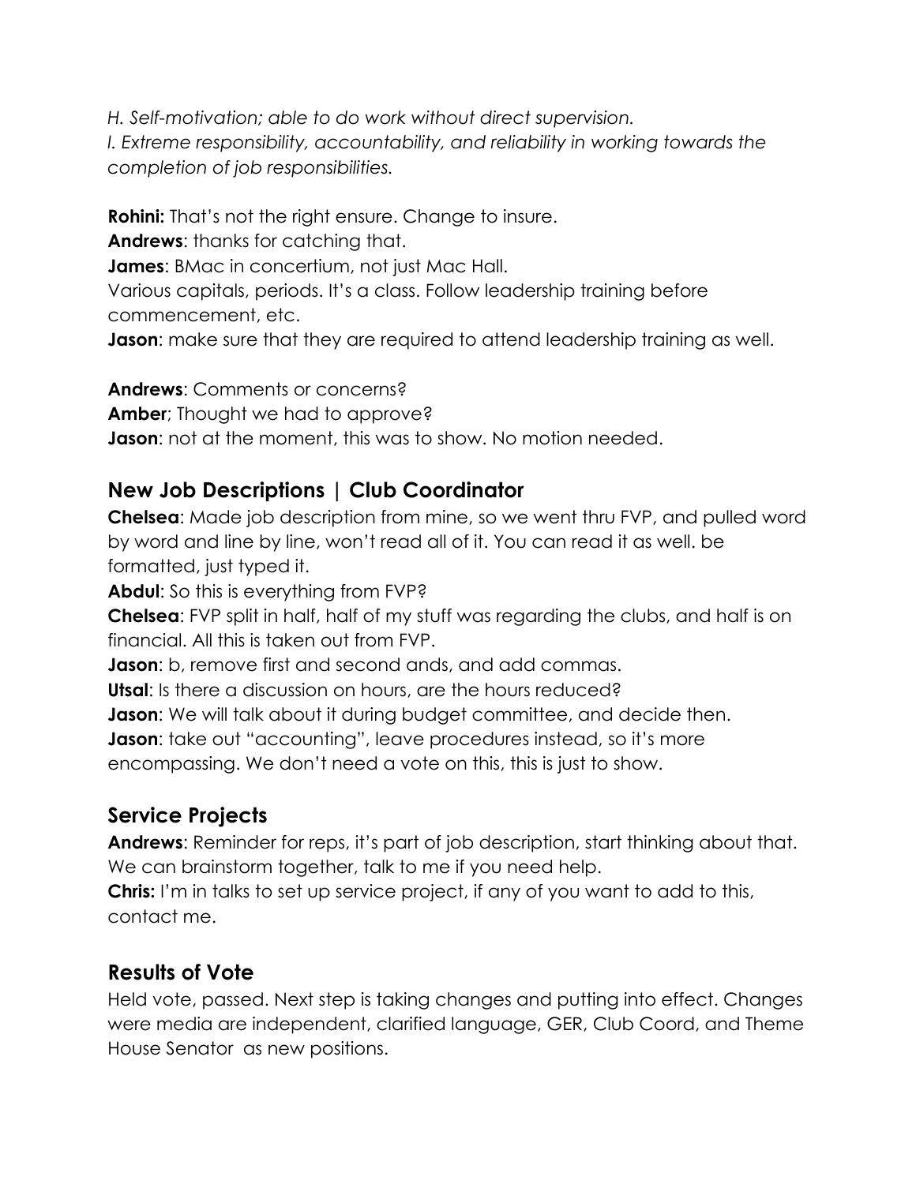*H. Self-motivation; able to do work without direct supervision.*
*I. Extreme responsibility, accountability, and reliability in working towards the completion of job responsibilities.*

**Rohini:** That's not the right ensure. Change to insure.
**Andrews**: thanks for catching that.
**James**: BMac in concertium, not just Mac Hall.
Various capitals, periods. It's a class. Follow leadership training before commencement, etc.
**Jason**: make sure that they are required to attend leadership training as well.

**Andrews**: Comments or concerns?
**Amber**; Thought we had to approve?
**Jason**: not at the moment, this was to show. No motion needed.

## New Job Descriptions | Club Coordinator

**Chelsea**: Made job description from mine, so we went thru FVP, and pulled word by word and line by line, won't read all of it. You can read it as well. be formatted, just typed it.
**Abdul**: So this is everything from FVP?
**Chelsea**: FVP split in half, half of my stuff was regarding the clubs, and half is on financial. All this is taken out from FVP.
**Jason**: b, remove first and second ands, and add commas.
**Utsal**: Is there a discussion on hours, are the hours reduced?
**Jason**: We will talk about it during budget committee, and decide then.
**Jason**: take out "accounting", leave procedures instead, so it's more encompassing. We don't need a vote on this, this is just to show.

## Service Projects

**Andrews**: Reminder for reps, it's part of job description, start thinking about that. We can brainstorm together, talk to me if you need help.
**Chris:** I'm in talks to set up service project, if any of you want to add to this, contact me.

## Results of Vote

Held vote, passed. Next step is taking changes and putting into effect. Changes were media are independent, clarified language, GER, Club Coord, and Theme House Senator as new positions.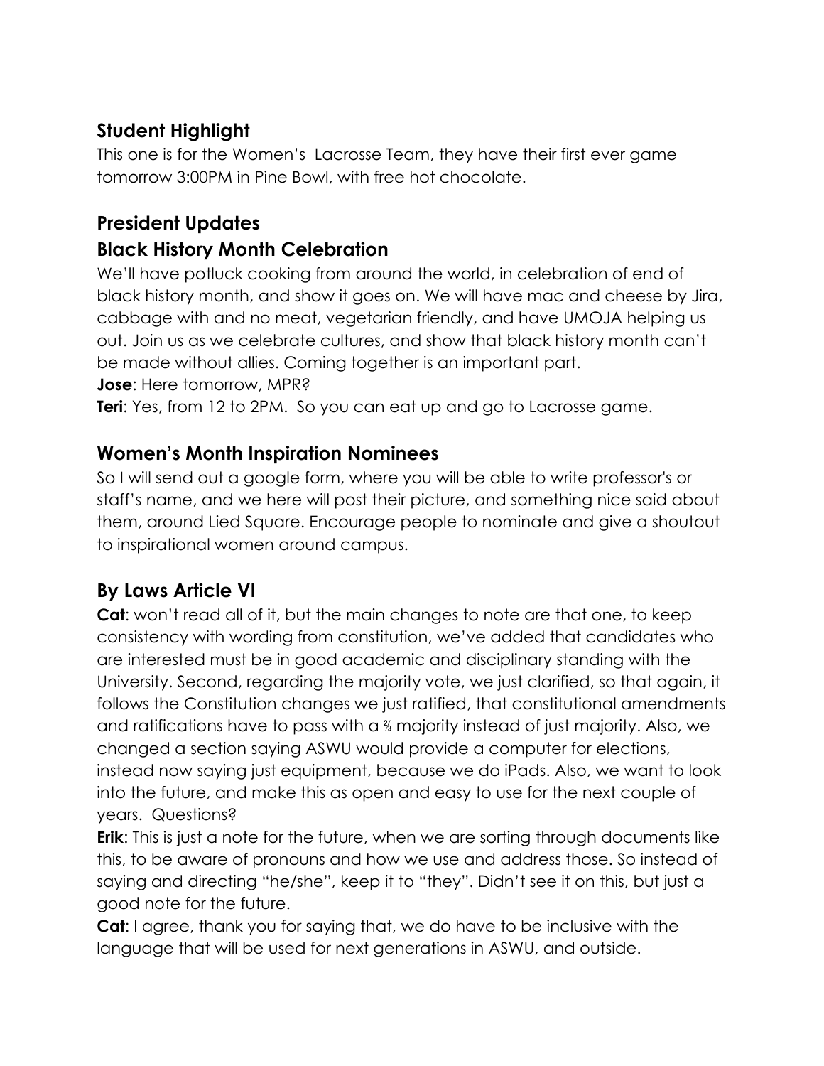## Student Highlight

This one is for the Women's  Lacrosse Team, they have their first ever game tomorrow 3:00PM in Pine Bowl, with free hot chocolate.

## President Updates

## Black History Month Celebration

We'll have potluck cooking from around the world, in celebration of end of black history month, and show it goes on. We will have mac and cheese by Jira, cabbage with and no meat, vegetarian friendly, and have UMOJA helping us out. Join us as we celebrate cultures, and show that black history month can't be made without allies. Coming together is an important part.

**Jose**: Here tomorrow, MPR?

**Teri**: Yes, from 12 to 2PM.  So you can eat up and go to Lacrosse game.

## Women's Month Inspiration Nominees

So I will send out a google form, where you will be able to write professor's or staff's name, and we here will post their picture, and something nice said about them, around Lied Square. Encourage people to nominate and give a shoutout to inspirational women around campus.

## By Laws Article VI

**Cat**: won't read all of it, but the main changes to note are that one, to keep consistency with wording from constitution, we've added that candidates who are interested must be in good academic and disciplinary standing with the University. Second, regarding the majority vote, we just clarified, so that again, it follows the Constitution changes we just ratified, that constitutional amendments and ratifications have to pass with a ⅔ majority instead of just majority. Also, we changed a section saying ASWU would provide a computer for elections, instead now saying just equipment, because we do iPads. Also, we want to look into the future, and make this as open and easy to use for the next couple of years.  Questions?

**Erik**: This is just a note for the future, when we are sorting through documents like this, to be aware of pronouns and how we use and address those. So instead of saying and directing "he/she", keep it to "they". Didn't see it on this, but just a good note for the future.

**Cat**: I agree, thank you for saying that, we do have to be inclusive with the language that will be used for next generations in ASWU, and outside.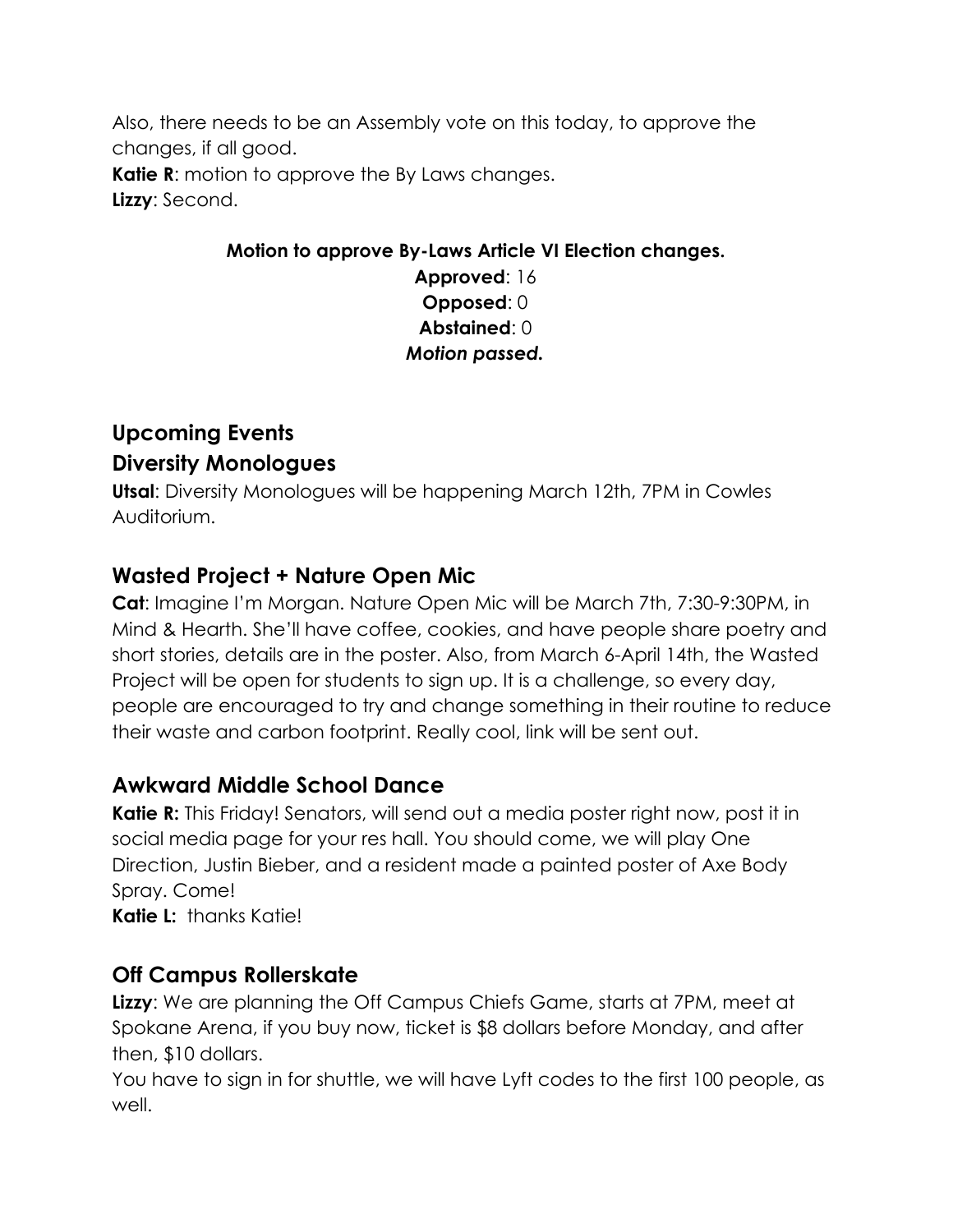Also, there needs to be an Assembly vote on this today, to approve the changes, if all good.
**Katie R**: motion to approve the By Laws changes.
**Lizzy**: Second.

**Motion to approve By-Laws Article VI Election changes.**
**Approved**: 16
**Opposed**: 0
**Abstained**: 0
***Motion passed.***

## Upcoming Events

## Diversity Monologues

**Utsal**: Diversity Monologues will be happening March 12th, 7PM in Cowles Auditorium.

## Wasted Project + Nature Open Mic

**Cat**: Imagine I'm Morgan. Nature Open Mic will be March 7th, 7:30-9:30PM, in Mind & Hearth. She'll have coffee, cookies, and have people share poetry and short stories, details are in the poster. Also, from March 6-April 14th, the Wasted Project will be open for students to sign up. It is a challenge, so every day, people are encouraged to try and change something in their routine to reduce their waste and carbon footprint. Really cool, link will be sent out.

## Awkward Middle School Dance

**Katie R:** This Friday! Senators, will send out a media poster right now, post it in social media page for your res hall. You should come, we will play One Direction, Justin Bieber, and a resident made a painted poster of Axe Body Spray. Come!
**Katie L:** thanks Katie!

## Off Campus Rollerskate

**Lizzy**: We are planning the Off Campus Chiefs Game, starts at 7PM, meet at Spokane Arena, if you buy now, ticket is $8 dollars before Monday, and after then, $10 dollars.
You have to sign in for shuttle, we will have Lyft codes to the first 100 people, as well.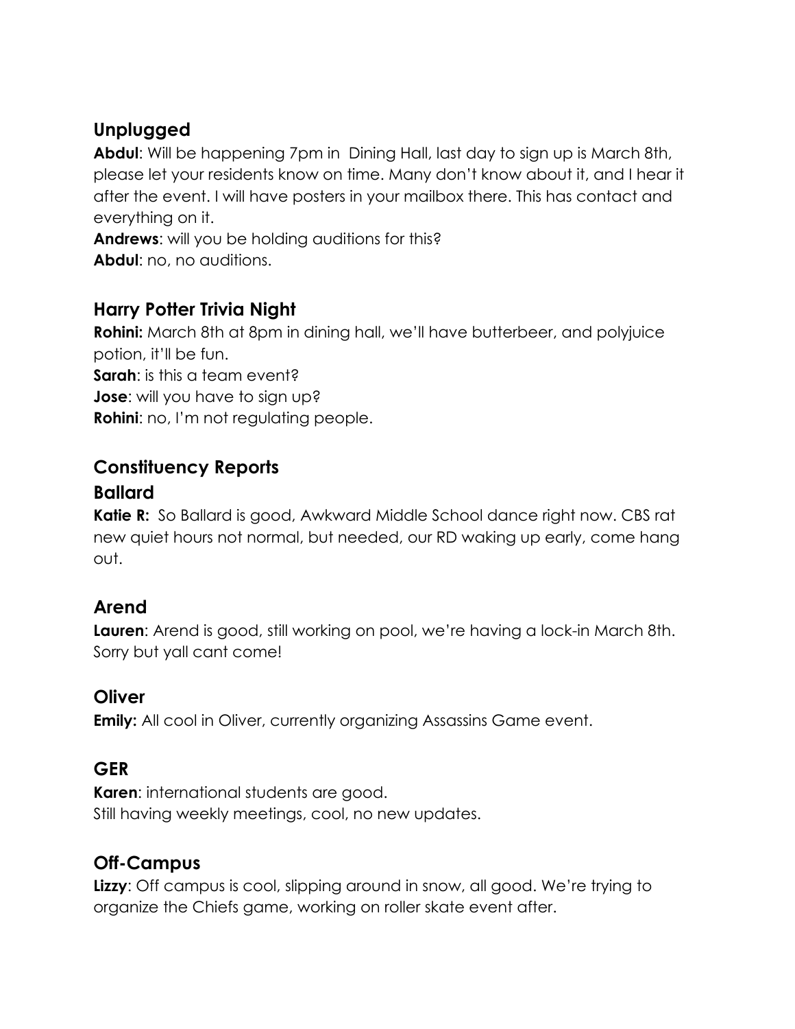## Unplugged

**Abdul**: Will be happening 7pm in  Dining Hall, last day to sign up is March 8th, please let your residents know on time. Many don't know about it, and I hear it after the event. I will have posters in your mailbox there. This has contact and everything on it.

**Andrews**: will you be holding auditions for this?

**Abdul**: no, no auditions.

## Harry Potter Trivia Night

**Rohini:** March 8th at 8pm in dining hall, we'll have butterbeer, and polyjuice potion, it'll be fun.

**Sarah**: is this a team event?

**Jose**: will you have to sign up?

**Rohini**: no, I'm not regulating people.

## Constituency Reports

### Ballard

**Katie R:**  So Ballard is good, Awkward Middle School dance right now. CBS rat new quiet hours not normal, but needed, our RD waking up early, come hang out.

## Arend

**Lauren**: Arend is good, still working on pool, we're having a lock-in March 8th. Sorry but yall cant come!

## Oliver

**Emily:** All cool in Oliver, currently organizing Assassins Game event.

## GER

**Karen**: international students are good.
Still having weekly meetings, cool, no new updates.

## Off-Campus

**Lizzy**: Off campus is cool, slipping around in snow, all good. We're trying to organize the Chiefs game, working on roller skate event after.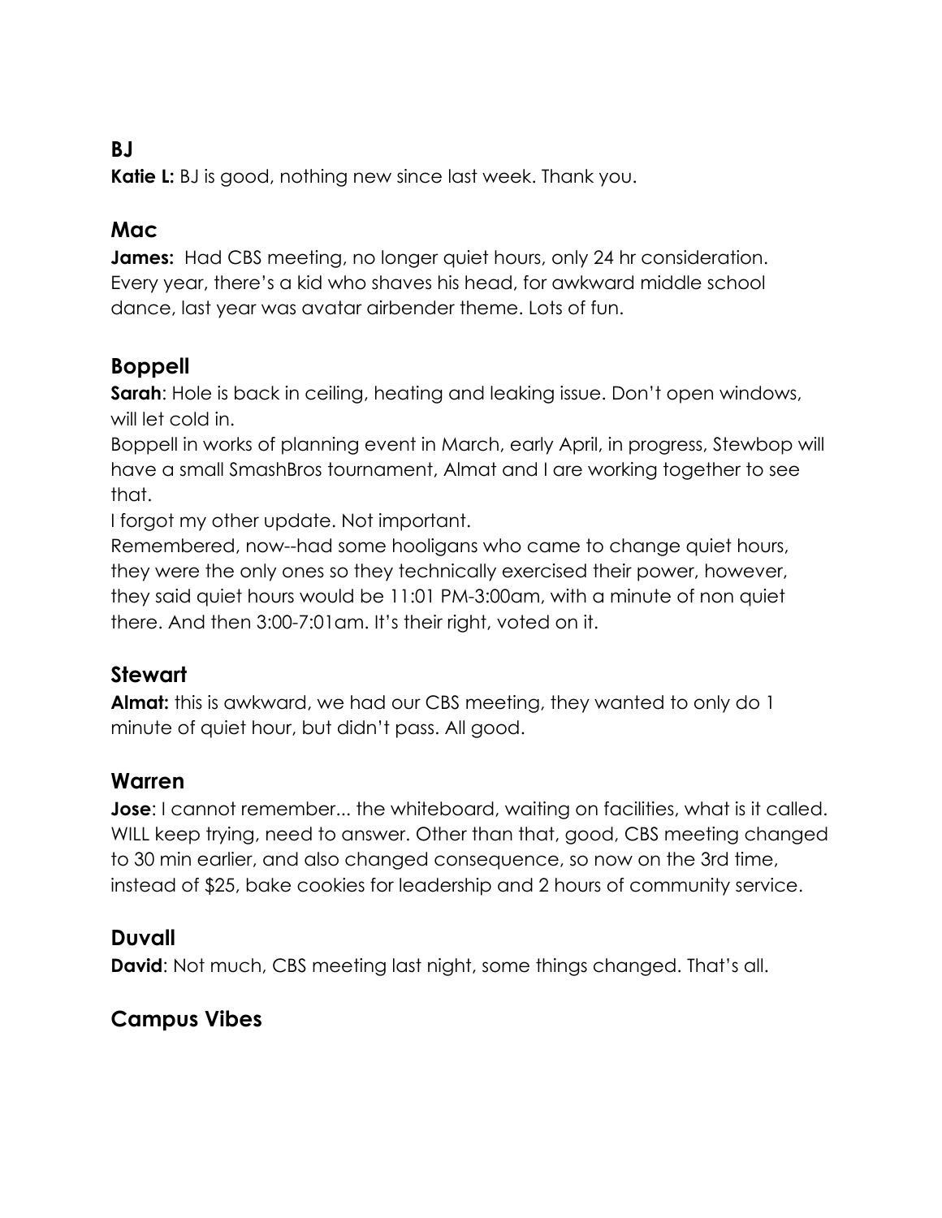### BJ

**Katie L:** BJ is good, nothing new since last week. Thank you.

## Mac

**James:** Had CBS meeting, no longer quiet hours, only 24 hr consideration. Every year, there's a kid who shaves his head, for awkward middle school dance, last year was avatar airbender theme. Lots of fun.

## Boppell

**Sarah**: Hole is back in ceiling, heating and leaking issue. Don't open windows, will let cold in.

Boppell in works of planning event in March, early April, in progress, Stewbop will have a small SmashBros tournament, Almat and I are working together to see that.

I forgot my other update. Not important.

Remembered, now--had some hooligans who came to change quiet hours, they were the only ones so they technically exercised their power, however, they said quiet hours would be 11:01 PM-3:00am, with a minute of non quiet there. And then 3:00-7:01am. It's their right, voted on it.

## Stewart

**Almat:** this is awkward, we had our CBS meeting, they wanted to only do 1 minute of quiet hour, but didn't pass. All good.

## Warren

**Jose**: I cannot remember... the whiteboard, waiting on facilities, what is it called. WILL keep trying, need to answer. Other than that, good, CBS meeting changed to 30 min earlier, and also changed consequence, so now on the 3rd time, instead of $25, bake cookies for leadership and 2 hours of community service.

## Duvall

**David**: Not much, CBS meeting last night, some things changed. That's all.

## Campus Vibes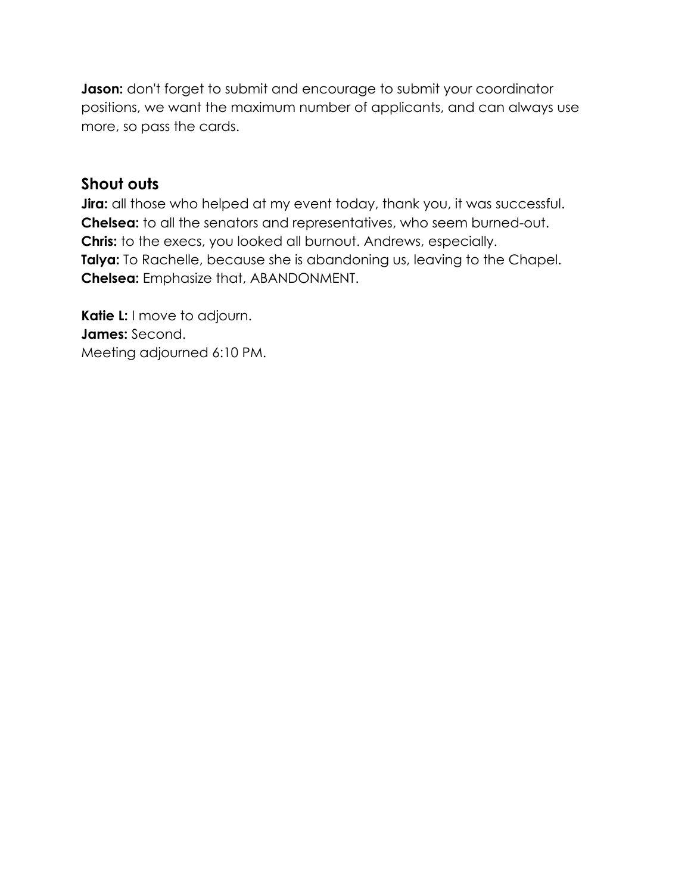**Jason:** don't forget to submit and encourage to submit your coordinator positions, we want the maximum number of applicants, and can always use more, so pass the cards.

## Shout outs

**Jira:** all those who helped at my event today, thank you, it was successful.
**Chelsea:** to all the senators and representatives, who seem burned-out.
**Chris:** to the execs, you looked all burnout. Andrews, especially.
**Talya:** To Rachelle, because she is abandoning us, leaving to the Chapel.
**Chelsea:** Emphasize that, ABANDONMENT.

**Katie L:** I move to adjourn.
**James:** Second.
Meeting adjourned 6:10 PM.